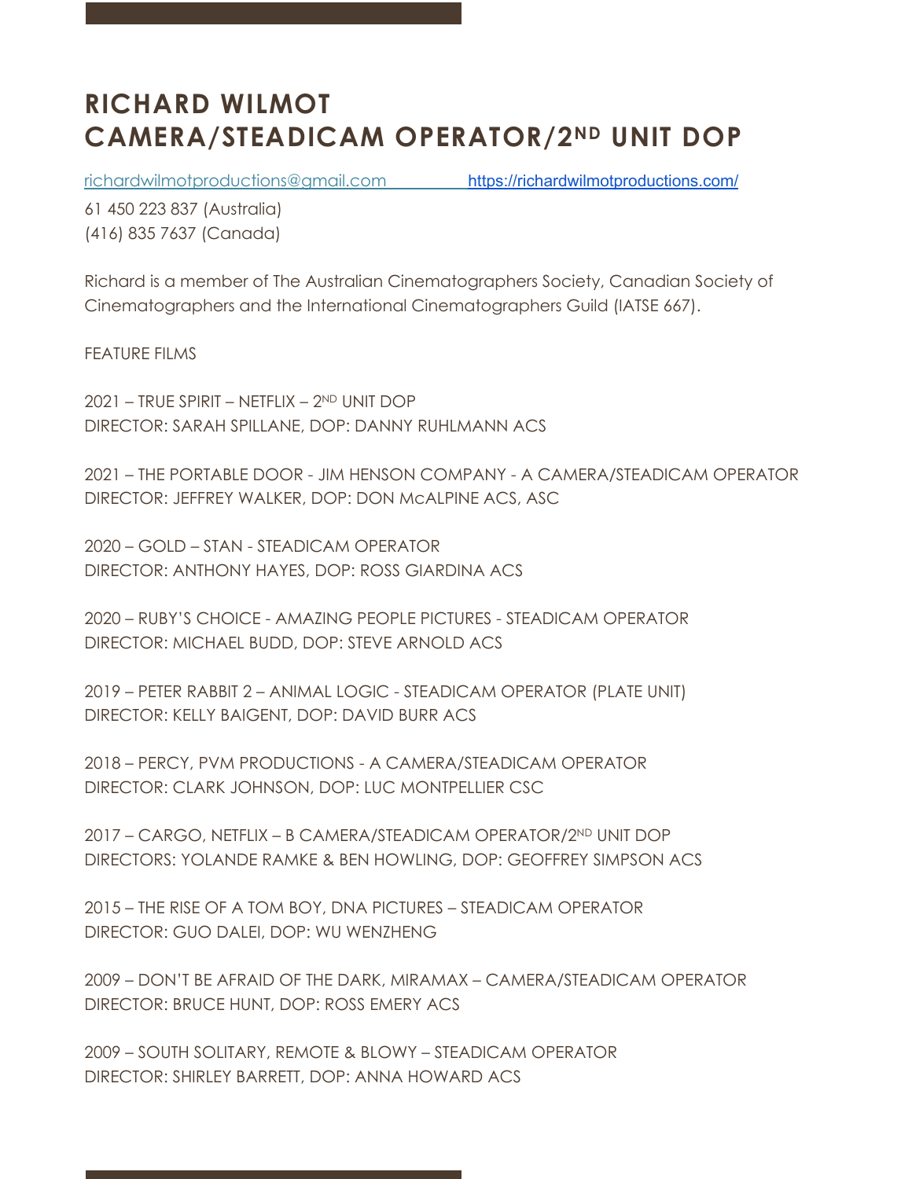# RICHARD WILMOT
# CAMERA/STEADICAM OPERATOR/2ND UNIT DOP

richardwilmotproductions@gmail.com https://richardwilmotproductions.com/

61 450 223 837 (Australia)
(416) 835 7637 (Canada)

Richard is a member of The Australian Cinematographers Society, Canadian Society of Cinematographers and the International Cinematographers Guild (IATSE 667).

FEATURE FILMS

2021 – TRUE SPIRIT – NETFLIX – 2ND UNIT DOP
DIRECTOR: SARAH SPILLANE, DOP: DANNY RUHLMANN ACS

2021 – THE PORTABLE DOOR - JIM HENSON COMPANY - A CAMERA/STEADICAM OPERATOR
DIRECTOR: JEFFREY WALKER, DOP: DON McALPINE ACS, ASC

2020 – GOLD – STAN - STEADICAM OPERATOR
DIRECTOR: ANTHONY HAYES, DOP: ROSS GIARDINA ACS

2020 – RUBY'S CHOICE - AMAZING PEOPLE PICTURES - STEADICAM OPERATOR
DIRECTOR: MICHAEL BUDD, DOP: STEVE ARNOLD ACS

2019 – PETER RABBIT 2 – ANIMAL LOGIC - STEADICAM OPERATOR (PLATE UNIT)
DIRECTOR: KELLY BAIGENT, DOP: DAVID BURR ACS

2018 – PERCY, PVM PRODUCTIONS - A CAMERA/STEADICAM OPERATOR
DIRECTOR: CLARK JOHNSON, DOP: LUC MONTPELLIER CSC

2017 – CARGO, NETFLIX – B CAMERA/STEADICAM OPERATOR/2ND UNIT DOP
DIRECTORS: YOLANDE RAMKE & BEN HOWLING, DOP: GEOFFREY SIMPSON ACS

2015 – THE RISE OF A TOM BOY, DNA PICTURES – STEADICAM OPERATOR
DIRECTOR: GUO DALEI, DOP: WU WENZHENG

2009 – DON'T BE AFRAID OF THE DARK, MIRAMAX – CAMERA/STEADICAM OPERATOR
DIRECTOR: BRUCE HUNT, DOP: ROSS EMERY ACS

2009 – SOUTH SOLITARY, REMOTE & BLOWY – STEADICAM OPERATOR
DIRECTOR: SHIRLEY BARRETT, DOP: ANNA HOWARD ACS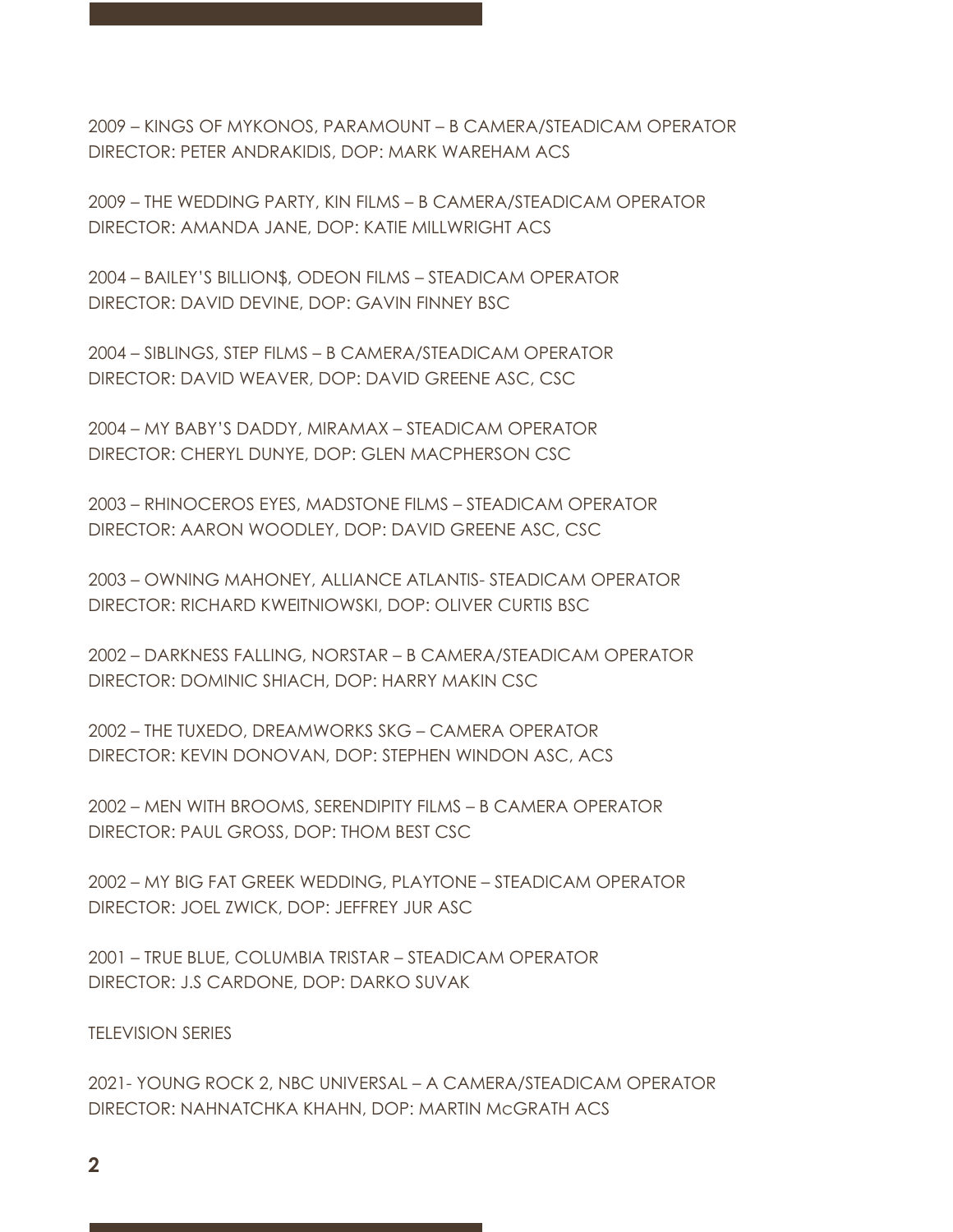2009 – KINGS OF MYKONOS, PARAMOUNT – B CAMERA/STEADICAM OPERATOR
DIRECTOR: PETER ANDRAKIDIS, DOP: MARK WAREHAM ACS

2009 – THE WEDDING PARTY, KIN FILMS – B CAMERA/STEADICAM OPERATOR
DIRECTOR: AMANDA JANE, DOP: KATIE MILLWRIGHT ACS

2004 – BAILEY'S BILLION$, ODEON FILMS – STEADICAM OPERATOR
DIRECTOR: DAVID DEVINE, DOP: GAVIN FINNEY BSC

2004 – SIBLINGS, STEP FILMS – B CAMERA/STEADICAM OPERATOR
DIRECTOR: DAVID WEAVER, DOP: DAVID GREENE ASC, CSC

2004 – MY BABY'S DADDY, MIRAMAX – STEADICAM OPERATOR
DIRECTOR: CHERYL DUNYE, DOP: GLEN MACPHERSON CSC

2003 – RHINOCEROS EYES, MADSTONE FILMS – STEADICAM OPERATOR
DIRECTOR: AARON WOODLEY, DOP: DAVID GREENE ASC, CSC

2003 – OWNING MAHONEY, ALLIANCE ATLANTIS- STEADICAM OPERATOR
DIRECTOR: RICHARD KWEITNIOWSKI, DOP: OLIVER CURTIS BSC

2002 – DARKNESS FALLING, NORSTAR – B CAMERA/STEADICAM OPERATOR
DIRECTOR: DOMINIC SHIACH, DOP: HARRY MAKIN CSC

2002 – THE TUXEDO, DREAMWORKS SKG – CAMERA OPERATOR
DIRECTOR: KEVIN DONOVAN, DOP: STEPHEN WINDON ASC, ACS

2002 – MEN WITH BROOMS, SERENDIPITY FILMS – B CAMERA OPERATOR
DIRECTOR: PAUL GROSS, DOP: THOM BEST CSC

2002 – MY BIG FAT GREEK WEDDING, PLAYTONE – STEADICAM OPERATOR
DIRECTOR: JOEL ZWICK, DOP: JEFFREY JUR ASC

2001 – TRUE BLUE, COLUMBIA TRISTAR – STEADICAM OPERATOR
DIRECTOR: J.S CARDONE, DOP: DARKO SUVAK

TELEVISION SERIES

2021- YOUNG ROCK 2, NBC UNIVERSAL – A CAMERA/STEADICAM OPERATOR
DIRECTOR: NAHNATCHKA KHAHN, DOP: MARTIN McGRATH ACS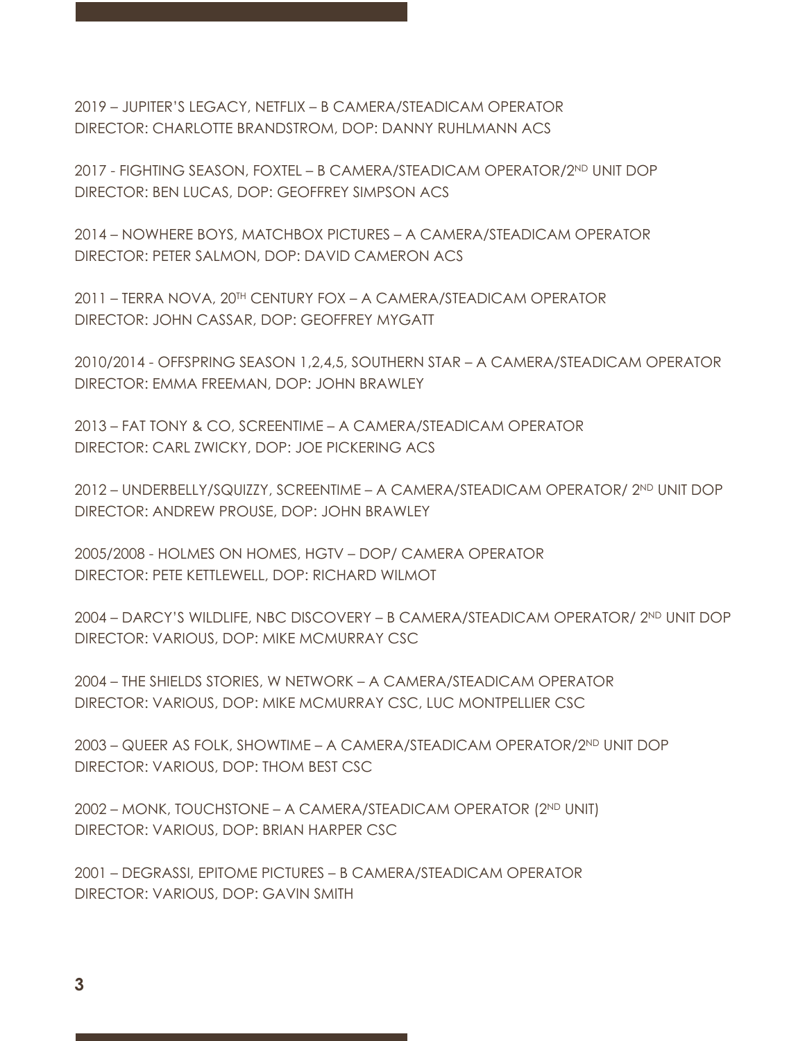2019 – JUPITER'S LEGACY, NETFLIX – B CAMERA/STEADICAM OPERATOR
DIRECTOR: CHARLOTTE BRANDSTROM, DOP: DANNY RUHLMANN ACS

2017 - FIGHTING SEASON, FOXTEL – B CAMERA/STEADICAM OPERATOR/2ND UNIT DOP
DIRECTOR: BEN LUCAS, DOP: GEOFFREY SIMPSON ACS

2014 – NOWHERE BOYS, MATCHBOX PICTURES – A CAMERA/STEADICAM OPERATOR
DIRECTOR: PETER SALMON, DOP: DAVID CAMERON ACS

2011 – TERRA NOVA, 20TH CENTURY FOX – A CAMERA/STEADICAM OPERATOR
DIRECTOR: JOHN CASSAR, DOP: GEOFFREY MYGATT

2010/2014 - OFFSPRING SEASON 1,2,4,5, SOUTHERN STAR – A CAMERA/STEADICAM OPERATOR
DIRECTOR: EMMA FREEMAN, DOP: JOHN BRAWLEY

2013 – FAT TONY & CO, SCREENTIME – A CAMERA/STEADICAM OPERATOR
DIRECTOR: CARL ZWICKY, DOP: JOE PICKERING ACS

2012 – UNDERBELLY/SQUIZZY, SCREENTIME – A CAMERA/STEADICAM OPERATOR/ 2ND UNIT DOP
DIRECTOR: ANDREW PROUSE, DOP: JOHN BRAWLEY

2005/2008 - HOLMES ON HOMES, HGTV – DOP/ CAMERA OPERATOR
DIRECTOR: PETE KETTLEWELL, DOP: RICHARD WILMOT

2004 – DARCY'S WILDLIFE, NBC DISCOVERY – B CAMERA/STEADICAM OPERATOR/ 2ND UNIT DOP
DIRECTOR: VARIOUS, DOP: MIKE MCMURRAY CSC

2004 – THE SHIELDS STORIES, W NETWORK – A CAMERA/STEADICAM OPERATOR
DIRECTOR: VARIOUS, DOP: MIKE MCMURRAY CSC, LUC MONTPELLIER CSC

2003 – QUEER AS FOLK, SHOWTIME – A CAMERA/STEADICAM OPERATOR/2ND UNIT DOP
DIRECTOR: VARIOUS, DOP: THOM BEST CSC

2002 – MONK, TOUCHSTONE – A CAMERA/STEADICAM OPERATOR (2ND UNIT)
DIRECTOR: VARIOUS, DOP: BRIAN HARPER CSC

2001 – DEGRASSI, EPITOME PICTURES – B CAMERA/STEADICAM OPERATOR
DIRECTOR: VARIOUS, DOP: GAVIN SMITH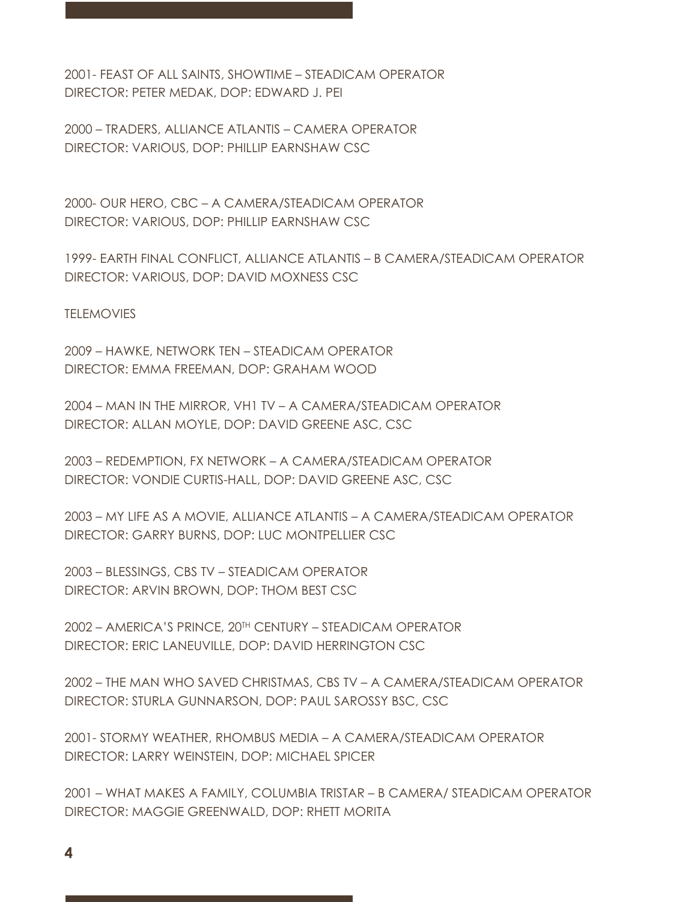2001- FEAST OF ALL SAINTS, SHOWTIME – STEADICAM OPERATOR
DIRECTOR: PETER MEDAK, DOP: EDWARD J. PEI

2000 – TRADERS, ALLIANCE ATLANTIS – CAMERA OPERATOR
DIRECTOR: VARIOUS, DOP: PHILLIP EARNSHAW CSC

2000- OUR HERO, CBC – A CAMERA/STEADICAM OPERATOR
DIRECTOR: VARIOUS, DOP: PHILLIP EARNSHAW CSC

1999- EARTH FINAL CONFLICT, ALLIANCE ATLANTIS – B CAMERA/STEADICAM OPERATOR
DIRECTOR: VARIOUS, DOP: DAVID MOXNESS CSC

TELEMOVIES

2009 – HAWKE, NETWORK TEN – STEADICAM OPERATOR
DIRECTOR: EMMA FREEMAN, DOP: GRAHAM WOOD

2004 – MAN IN THE MIRROR, VH1 TV – A CAMERA/STEADICAM OPERATOR
DIRECTOR: ALLAN MOYLE, DOP: DAVID GREENE ASC, CSC

2003 – REDEMPTION, FX NETWORK – A CAMERA/STEADICAM OPERATOR
DIRECTOR: VONDIE CURTIS-HALL, DOP: DAVID GREENE ASC, CSC

2003 – MY LIFE AS A MOVIE, ALLIANCE ATLANTIS – A CAMERA/STEADICAM OPERATOR
DIRECTOR: GARRY BURNS, DOP: LUC MONTPELLIER CSC

2003 – BLESSINGS, CBS TV – STEADICAM OPERATOR
DIRECTOR: ARVIN BROWN, DOP: THOM BEST CSC

2002 – AMERICA'S PRINCE, 20TH CENTURY – STEADICAM OPERATOR
DIRECTOR: ERIC LANEUVILLE, DOP: DAVID HERRINGTON CSC

2002 – THE MAN WHO SAVED CHRISTMAS, CBS TV – A CAMERA/STEADICAM OPERATOR
DIRECTOR: STURLA GUNNARSON, DOP: PAUL SAROSSY BSC, CSC

2001- STORMY WEATHER, RHOMBUS MEDIA – A CAMERA/STEADICAM OPERATOR
DIRECTOR: LARRY WEINSTEIN, DOP: MICHAEL SPICER

2001 – WHAT MAKES A FAMILY, COLUMBIA TRISTAR – B CAMERA/ STEADICAM OPERATOR
DIRECTOR: MAGGIE GREENWALD, DOP: RHETT MORITA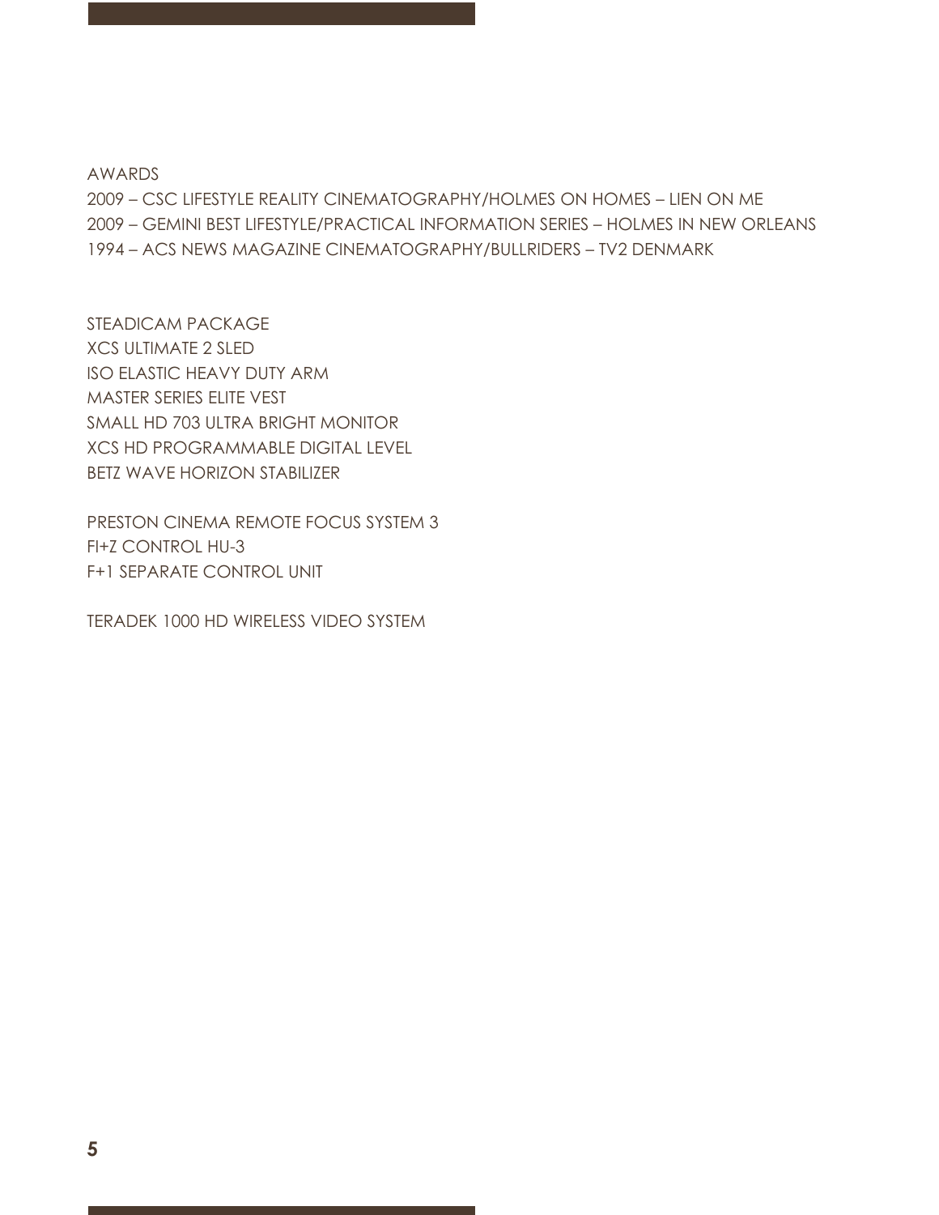## AWARDS

2009 – CSC LIFESTYLE REALITY CINEMATOGRAPHY/HOLMES ON HOMES – LIEN ON ME
2009 – GEMINI BEST LIFESTYLE/PRACTICAL INFORMATION SERIES – HOLMES IN NEW ORLEANS
1994 – ACS NEWS MAGAZINE CINEMATOGRAPHY/BULLRIDERS – TV2 DENMARK

## STEADICAM PACKAGE

XCS ULTIMATE 2 SLED
ISO ELASTIC HEAVY DUTY ARM
MASTER SERIES ELITE VEST
SMALL HD 703 ULTRA BRIGHT MONITOR
XCS HD PROGRAMMABLE DIGITAL LEVEL
BETZ WAVE HORIZON STABILIZER

PRESTON CINEMA REMOTE FOCUS SYSTEM 3
FI+Z CONTROL HU-3
F+1 SEPARATE CONTROL UNIT

TERADEK 1000 HD WIRELESS VIDEO SYSTEM